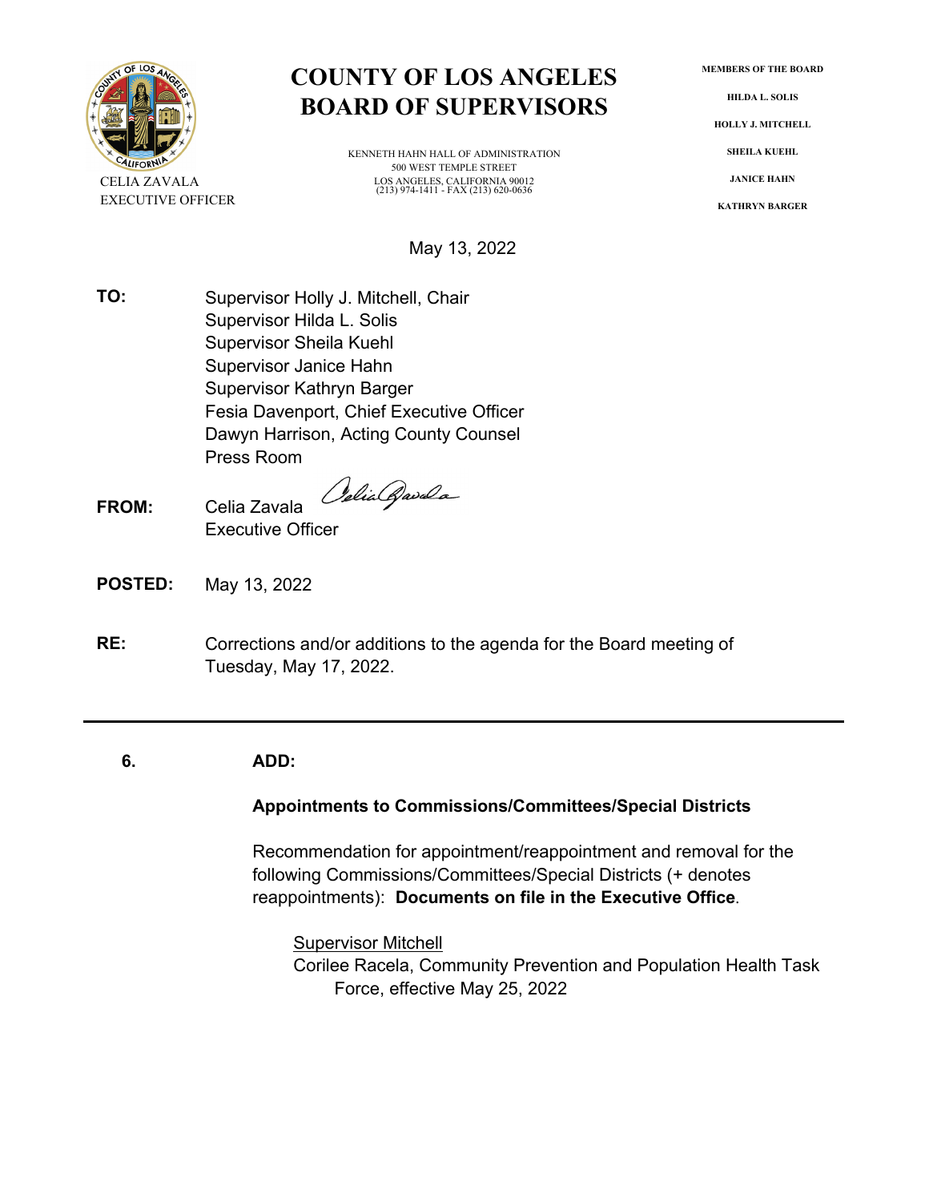# COUNTY OF LOS ANGELES
# BOARD OF SUPERVISORS

CELIA ZAVALA
EXECUTIVE OFFICER

KENNETH HAHN HALL OF ADMINISTRATION
500 WEST TEMPLE STREET
LOS ANGELES, CALIFORNIA 90012
(213) 974-1411 - FAX (213) 620-0636

**MEMBERS OF THE BOARD**

**HILDA L. SOLIS**

**HOLLY J. MITCHELL**

**SHEILA KUEHL**

**JANICE HAHN**

**KATHRYN BARGER**

May 13, 2022

**TO:** Supervisor Holly J. Mitchell, Chair
Supervisor Hilda L. Solis
Supervisor Sheila Kuehl
Supervisor Janice Hahn
Supervisor Kathryn Barger
Fesia Davenport, Chief Executive Officer
Dawyn Harrison, Acting County Counsel
Press Room

**FROM:** Celia Zavala
Executive Officer

**POSTED:** May 13, 2022

**RE:** Corrections and/or additions to the agenda for the Board meeting of Tuesday, May 17, 2022.

---

**6.** **ADD:**

**Appointments to Commissions/Committees/Special Districts**

Recommendation for appointment/reappointment and removal for the following Commissions/Committees/Special Districts (+ denotes reappointments): **Documents on file in the Executive Office**.

<u>Supervisor Mitchell</u>
Corilee Racela, Community Prevention and Population Health Task Force, effective May 25, 2022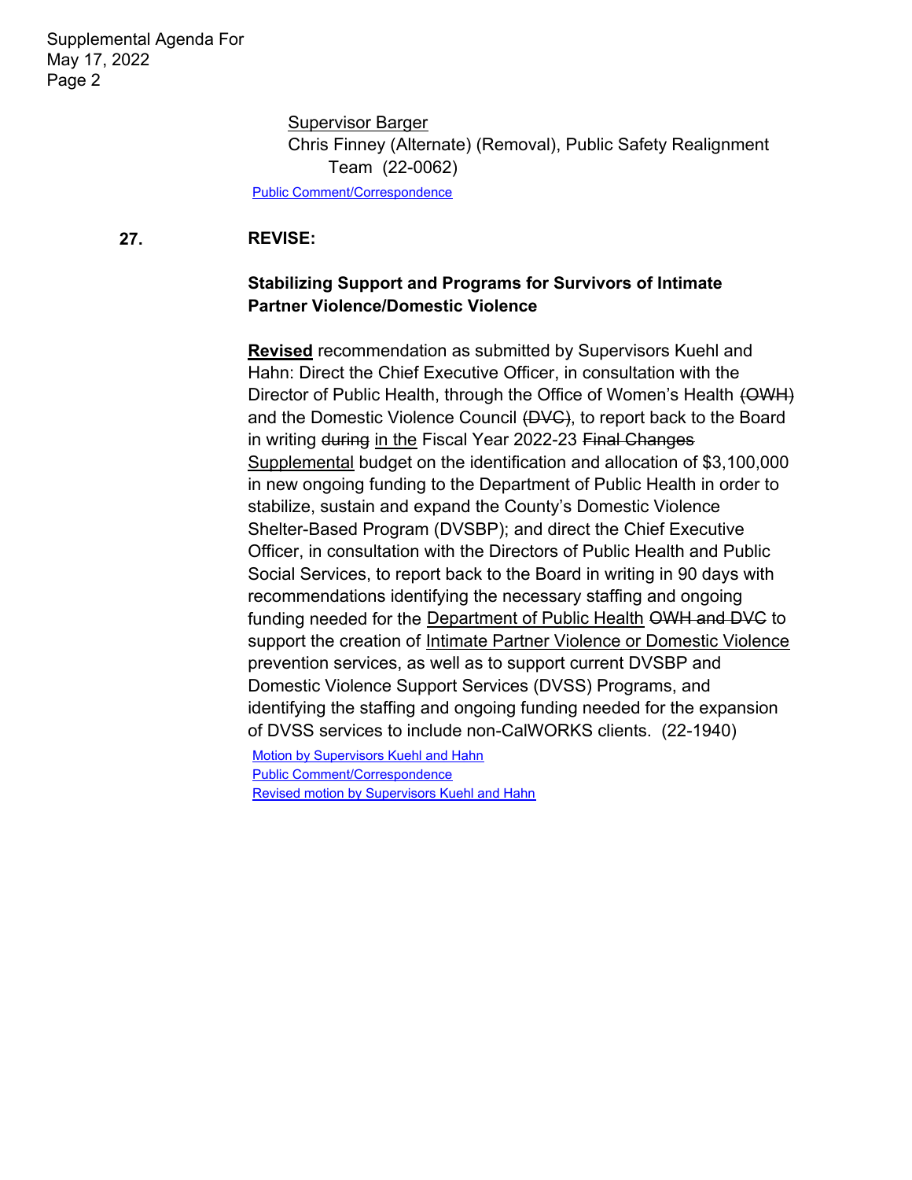Supervisor Barger
Chris Finney (Alternate) (Removal), Public Safety Realignment Team (22-0062)

[Public Comment/Correspondence]

**27.** **REVISE:**

**Stabilizing Support and Programs for Survivors of Intimate Partner Violence/Domestic Violence**

**<u>Revised</u>** recommendation as submitted by Supervisors Kuehl and Hahn: Direct the Chief Executive Officer, in consultation with the Director of Public Health, through the Office of Women's Health ~~(OWH)~~ and the Domestic Violence Council ~~(DVC)~~, to report back to the Board in writing ~~during~~ <u>in the</u> Fiscal Year 2022-23 ~~Final Changes~~ <u>Supplemental</u> budget on the identification and allocation of $3,100,000 in new ongoing funding to the Department of Public Health in order to stabilize, sustain and expand the County's Domestic Violence Shelter-Based Program (DVSBP); and direct the Chief Executive Officer, in consultation with the Directors of Public Health and Public Social Services, to report back to the Board in writing in 90 days with recommendations identifying the necessary staffing and ongoing funding needed for the <u>Department of Public Health</u> ~~OWH and DVC~~ to support the creation of <u>Intimate Partner Violence or Domestic Violence</u> prevention services, as well as to support current DVSBP and Domestic Violence Support Services (DVSS) Programs, and identifying the staffing and ongoing funding needed for the expansion of DVSS services to include non-CalWORKS clients. (22-1940)

[Motion by Supervisors Kuehl and Hahn]
[Public Comment/Correspondence]
[Revised motion by Supervisors Kuehl and Hahn]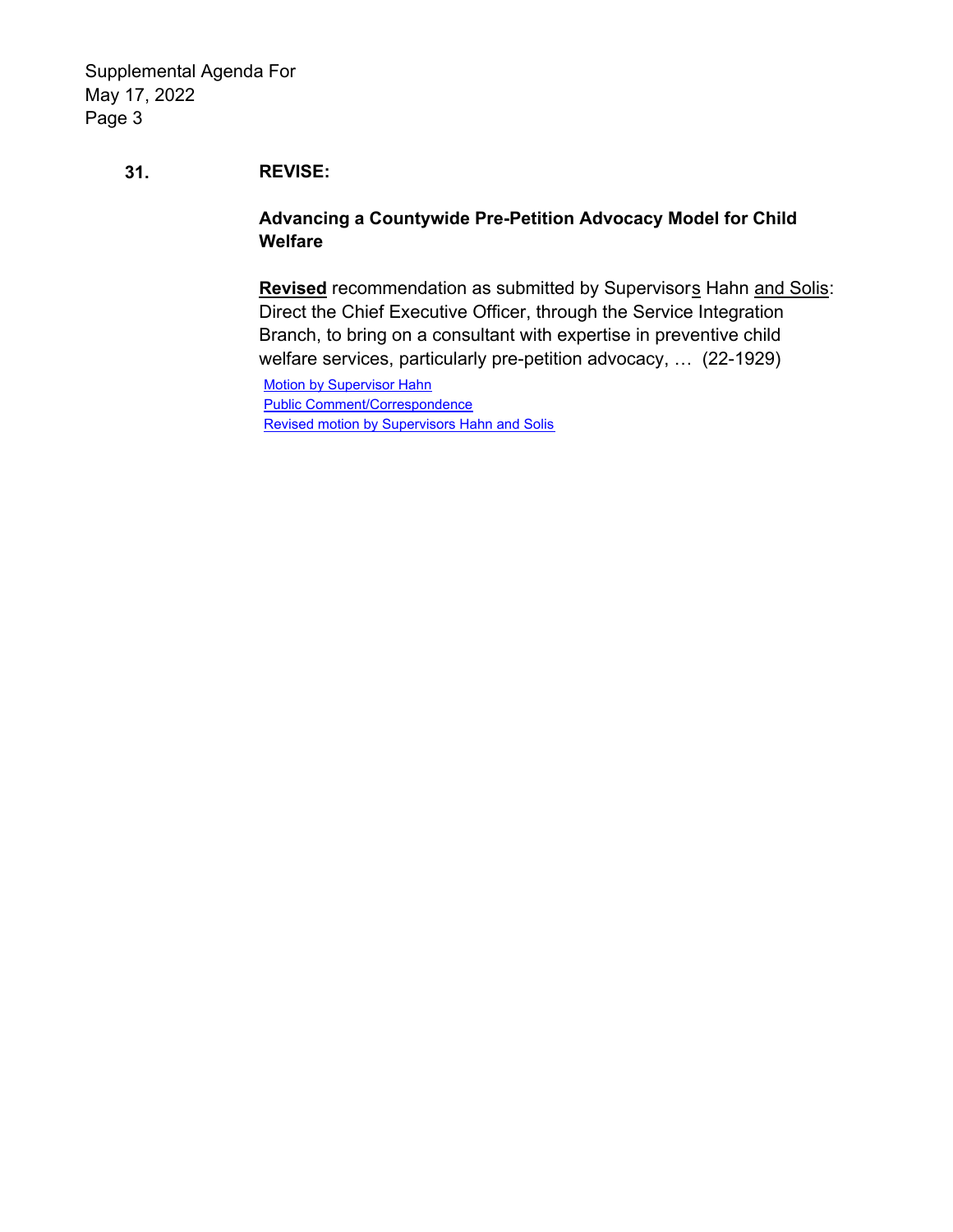**31.** **REVISE:**

**Advancing a Countywide Pre-Petition Advocacy Model for Child Welfare**

<u>**Revised**</u> recommendation as submitted by Supervisor<u>s</u> Hahn <u>and Solis</u>: Direct the Chief Executive Officer, through the Service Integration Branch, to bring on a consultant with expertise in preventive child welfare services, particularly pre-petition advocacy, … (22-1929)

Motion by Supervisor Hahn
Public Comment/Correspondence
Revised motion by Supervisors Hahn and Solis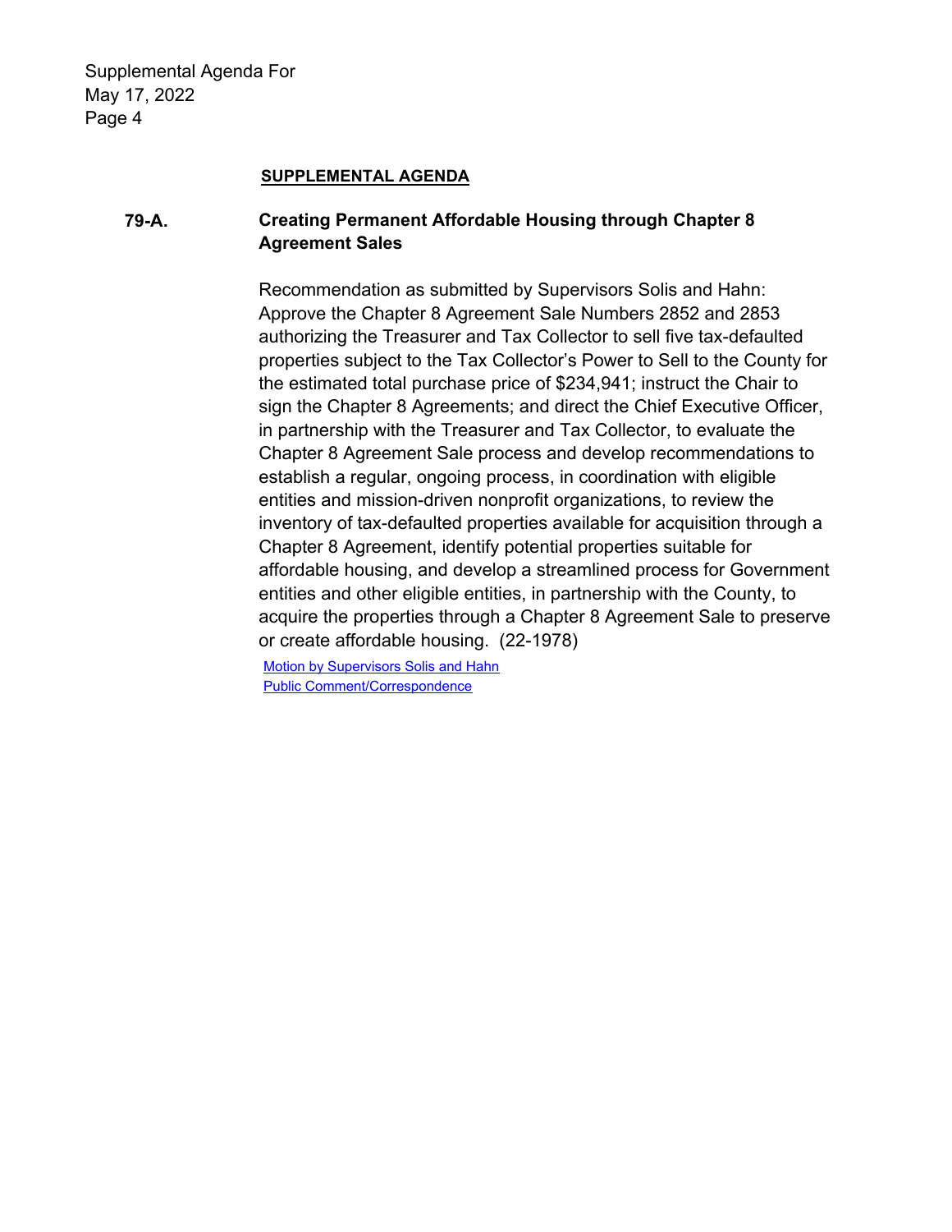## SUPPLEMENTAL AGENDA

**79-A. Creating Permanent Affordable Housing through Chapter 8 Agreement Sales**

Recommendation as submitted by Supervisors Solis and Hahn: Approve the Chapter 8 Agreement Sale Numbers 2852 and 2853 authorizing the Treasurer and Tax Collector to sell five tax-defaulted properties subject to the Tax Collector's Power to Sell to the County for the estimated total purchase price of $234,941; instruct the Chair to sign the Chapter 8 Agreements; and direct the Chief Executive Officer, in partnership with the Treasurer and Tax Collector, to evaluate the Chapter 8 Agreement Sale process and develop recommendations to establish a regular, ongoing process, in coordination with eligible entities and mission-driven nonprofit organizations, to review the inventory of tax-defaulted properties available for acquisition through a Chapter 8 Agreement, identify potential properties suitable for affordable housing, and develop a streamlined process for Government entities and other eligible entities, in partnership with the County, to acquire the properties through a Chapter 8 Agreement Sale to preserve or create affordable housing. (22-1978)

Motion by Supervisors Solis and Hahn

Public Comment/Correspondence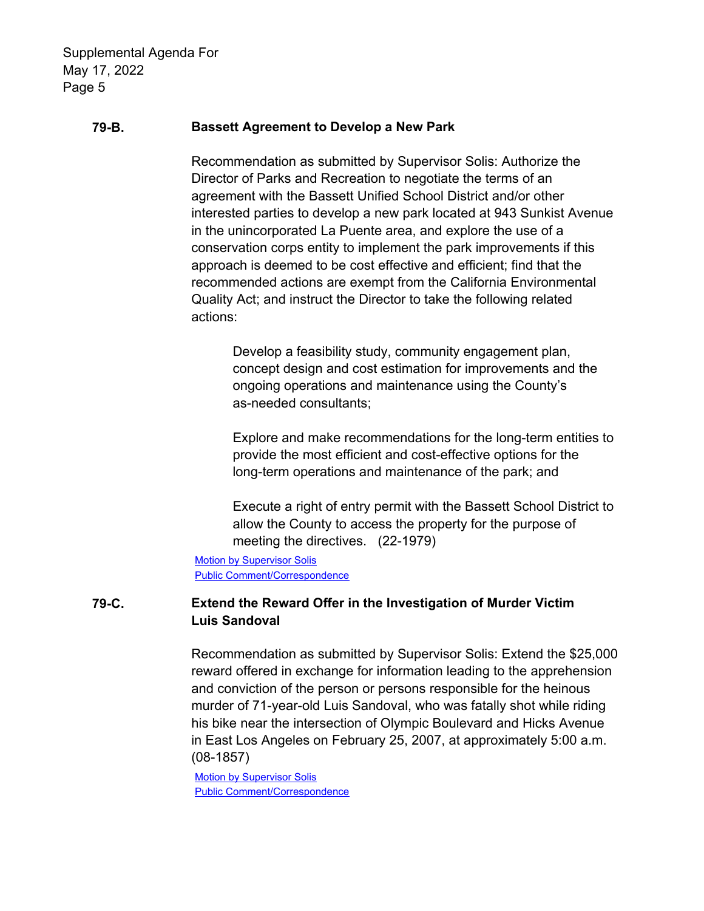**79-B. Bassett Agreement to Develop a New Park**

Recommendation as submitted by Supervisor Solis: Authorize the Director of Parks and Recreation to negotiate the terms of an agreement with the Bassett Unified School District and/or other interested parties to develop a new park located at 943 Sunkist Avenue in the unincorporated La Puente area, and explore the use of a conservation corps entity to implement the park improvements if this approach is deemed to be cost effective and efficient; find that the recommended actions are exempt from the California Environmental Quality Act; and instruct the Director to take the following related actions:

> Develop a feasibility study, community engagement plan, concept design and cost estimation for improvements and the ongoing operations and maintenance using the County's as-needed consultants;
>
> Explore and make recommendations for the long-term entities to provide the most efficient and cost-effective options for the long-term operations and maintenance of the park; and
>
> Execute a right of entry permit with the Bassett School District to allow the County to access the property for the purpose of meeting the directives. (22-1979)

Motion by Supervisor Solis
Public Comment/Correspondence

**79-C. Extend the Reward Offer in the Investigation of Murder Victim Luis Sandoval**

Recommendation as submitted by Supervisor Solis: Extend the $25,000 reward offered in exchange for information leading to the apprehension and conviction of the person or persons responsible for the heinous murder of 71-year-old Luis Sandoval, who was fatally shot while riding his bike near the intersection of Olympic Boulevard and Hicks Avenue in East Los Angeles on February 25, 2007, at approximately 5:00 a.m. (08-1857)

Motion by Supervisor Solis
Public Comment/Correspondence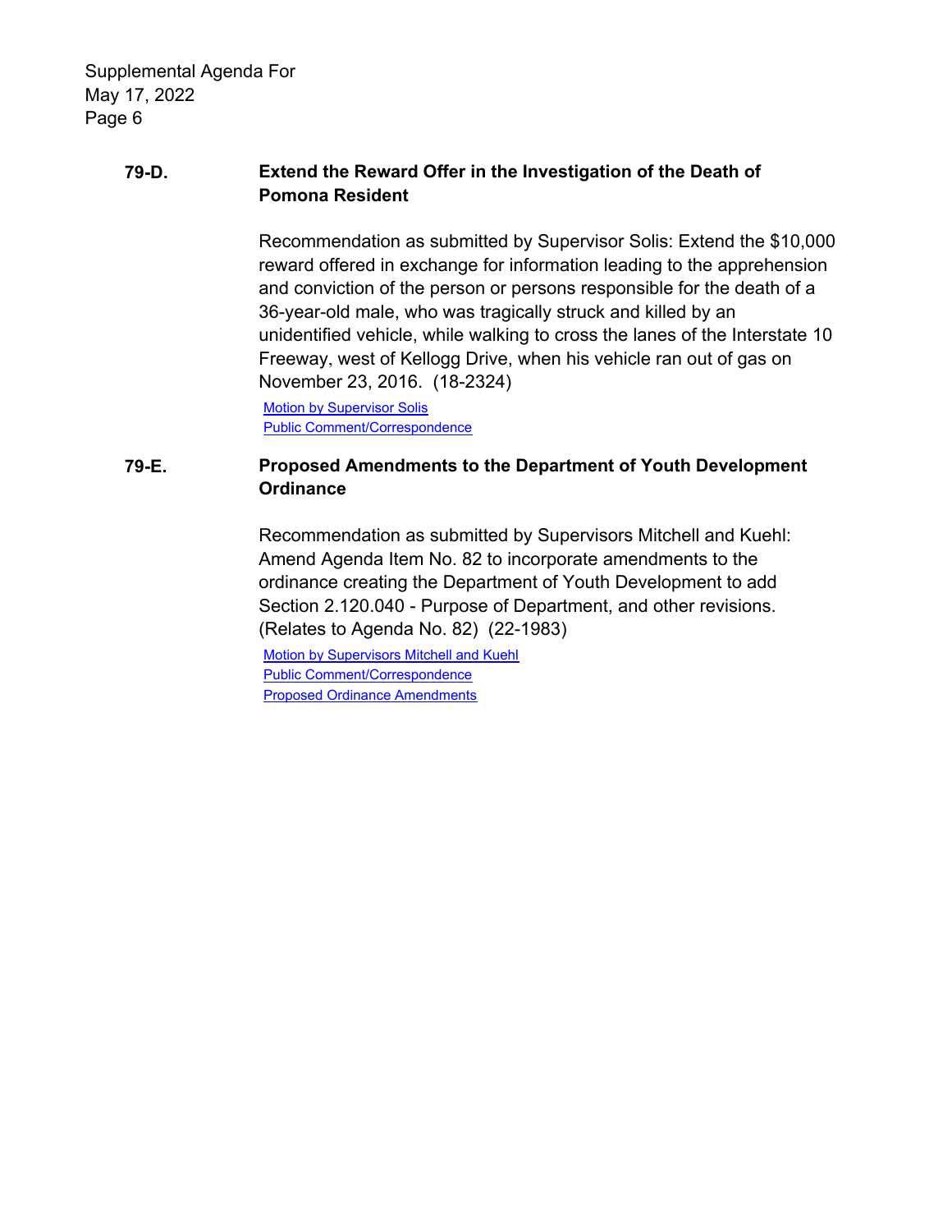**79-D. Extend the Reward Offer in the Investigation of the Death of Pomona Resident**

Recommendation as submitted by Supervisor Solis: Extend the $10,000 reward offered in exchange for information leading to the apprehension and conviction of the person or persons responsible for the death of a 36-year-old male, who was tragically struck and killed by an unidentified vehicle, while walking to cross the lanes of the Interstate 10 Freeway, west of Kellogg Drive, when his vehicle ran out of gas on November 23, 2016. (18-2324)

Motion by Supervisor Solis
Public Comment/Correspondence

**79-E. Proposed Amendments to the Department of Youth Development Ordinance**

Recommendation as submitted by Supervisors Mitchell and Kuehl: Amend Agenda Item No. 82 to incorporate amendments to the ordinance creating the Department of Youth Development to add Section 2.120.040 - Purpose of Department, and other revisions. (Relates to Agenda No. 82) (22-1983)

Motion by Supervisors Mitchell and Kuehl
Public Comment/Correspondence
Proposed Ordinance Amendments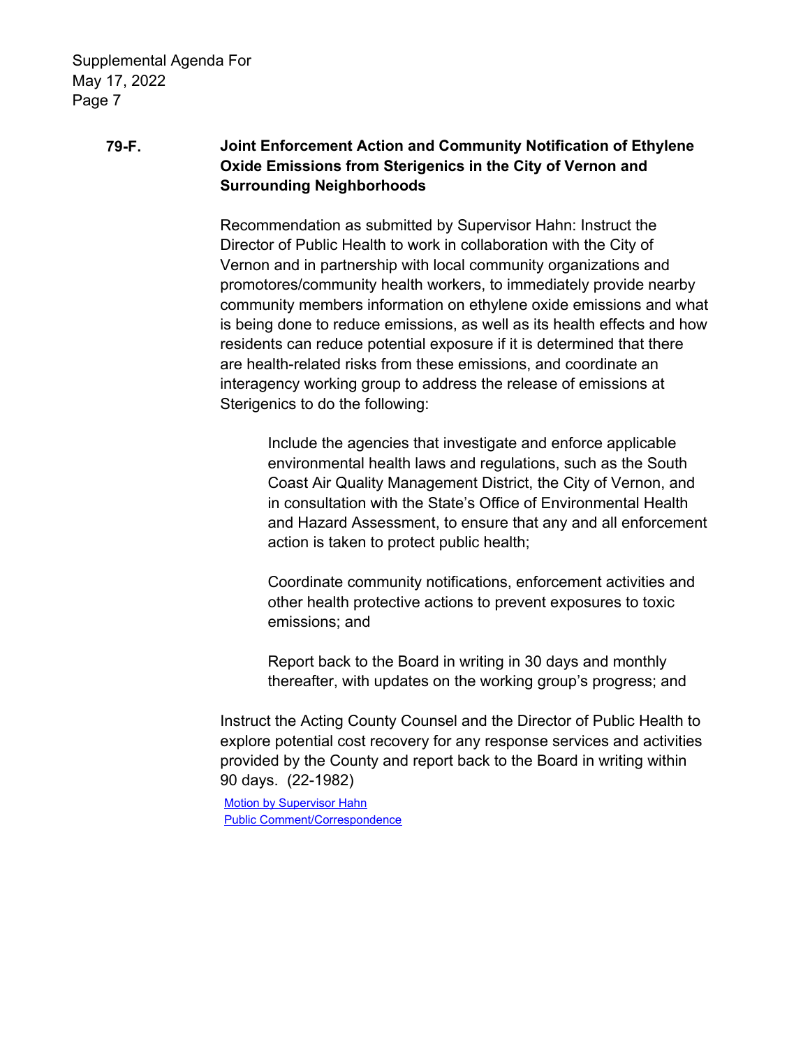**79-F. Joint Enforcement Action and Community Notification of Ethylene Oxide Emissions from Sterigenics in the City of Vernon and Surrounding Neighborhoods**

Recommendation as submitted by Supervisor Hahn: Instruct the Director of Public Health to work in collaboration with the City of Vernon and in partnership with local community organizations and promotores/community health workers, to immediately provide nearby community members information on ethylene oxide emissions and what is being done to reduce emissions, as well as its health effects and how residents can reduce potential exposure if it is determined that there are health-related risks from these emissions, and coordinate an interagency working group to address the release of emissions at Sterigenics to do the following:

> Include the agencies that investigate and enforce applicable environmental health laws and regulations, such as the South Coast Air Quality Management District, the City of Vernon, and in consultation with the State's Office of Environmental Health and Hazard Assessment, to ensure that any and all enforcement action is taken to protect public health;
>
> Coordinate community notifications, enforcement activities and other health protective actions to prevent exposures to toxic emissions; and
>
> Report back to the Board in writing in 30 days and monthly thereafter, with updates on the working group's progress; and

Instruct the Acting County Counsel and the Director of Public Health to explore potential cost recovery for any response services and activities provided by the County and report back to the Board in writing within 90 days. (22-1982)

Motion by Supervisor Hahn
Public Comment/Correspondence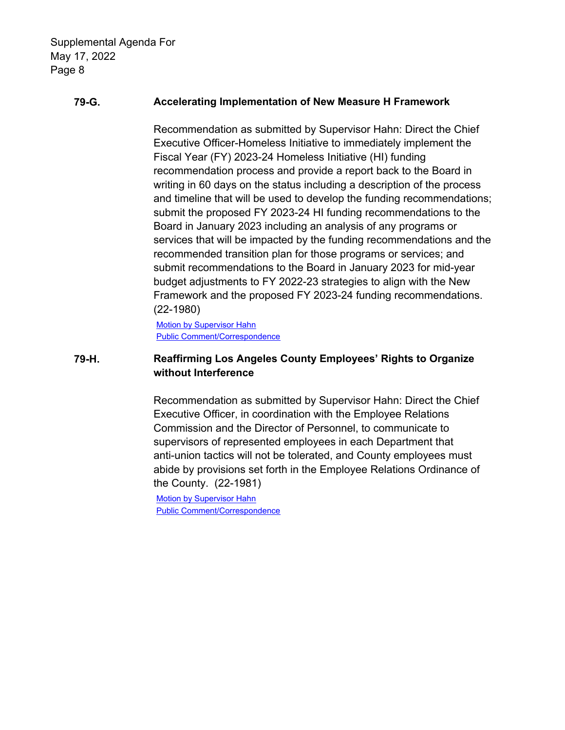**79-G. Accelerating Implementation of New Measure H Framework**

Recommendation as submitted by Supervisor Hahn: Direct the Chief Executive Officer-Homeless Initiative to immediately implement the Fiscal Year (FY) 2023-24 Homeless Initiative (HI) funding recommendation process and provide a report back to the Board in writing in 60 days on the status including a description of the process and timeline that will be used to develop the funding recommendations; submit the proposed FY 2023-24 HI funding recommendations to the Board in January 2023 including an analysis of any programs or services that will be impacted by the funding recommendations and the recommended transition plan for those programs or services; and submit recommendations to the Board in January 2023 for mid-year budget adjustments to FY 2022-23 strategies to align with the New Framework and the proposed FY 2023-24 funding recommendations. (22-1980)

Motion by Supervisor Hahn
Public Comment/Correspondence

**79-H. Reaffirming Los Angeles County Employees' Rights to Organize without Interference**

Recommendation as submitted by Supervisor Hahn: Direct the Chief Executive Officer, in coordination with the Employee Relations Commission and the Director of Personnel, to communicate to supervisors of represented employees in each Department that anti-union tactics will not be tolerated, and County employees must abide by provisions set forth in the Employee Relations Ordinance of the County. (22-1981)

Motion by Supervisor Hahn
Public Comment/Correspondence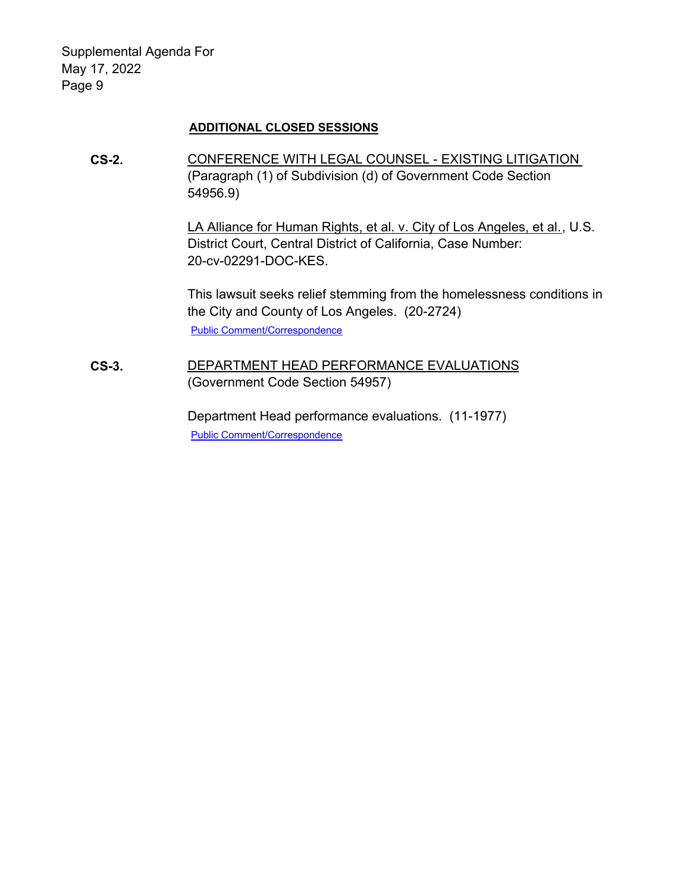## ADDITIONAL CLOSED SESSIONS

**CS-2.** CONFERENCE WITH LEGAL COUNSEL - EXISTING LITIGATION
(Paragraph (1) of Subdivision (d) of Government Code Section 54956.9)

LA Alliance for Human Rights, et al. v. City of Los Angeles, et al., U.S. District Court, Central District of California, Case Number: 20-cv-02291-DOC-KES.

This lawsuit seeks relief stemming from the homelessness conditions in the City and County of Los Angeles. (20-2724)

Public Comment/Correspondence

**CS-3.** DEPARTMENT HEAD PERFORMANCE EVALUATIONS
(Government Code Section 54957)

Department Head performance evaluations. (11-1977)

Public Comment/Correspondence